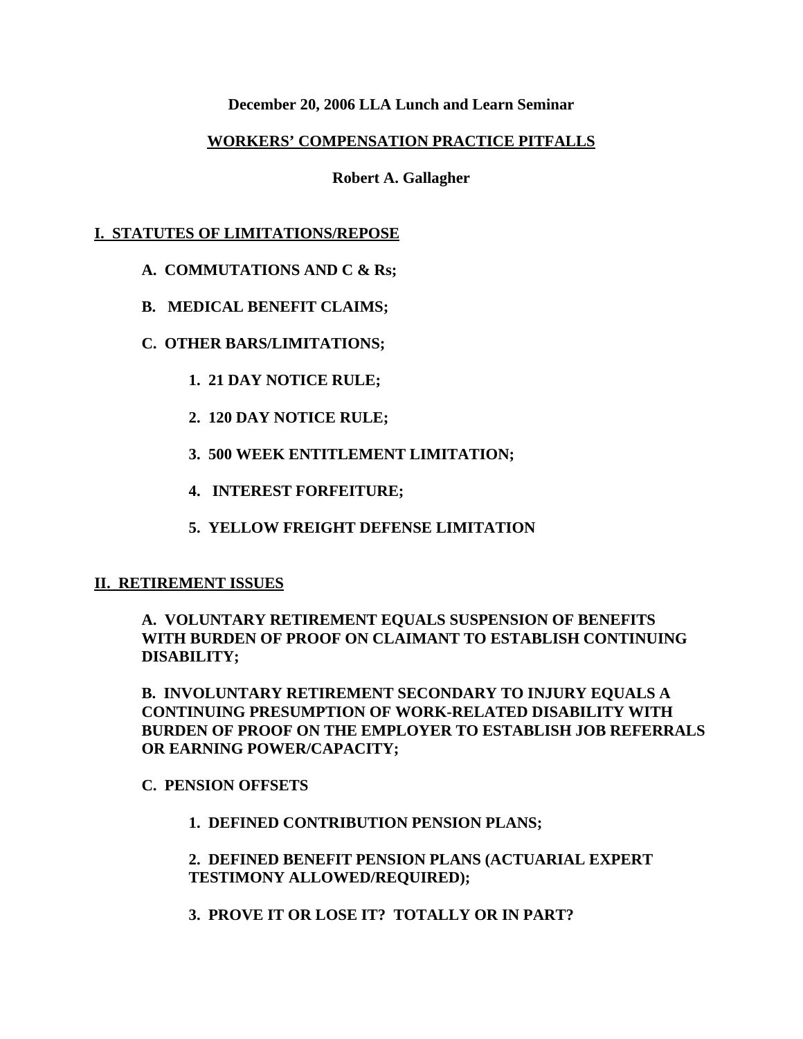**December 20, 2006 LLA Lunch and Learn Seminar**

# WORKERS' COMPENSATION PRACTICE PITFALLS

**Robert A. Gallagher**

## I. STATUTES OF LIMITATIONS/REPOSE

**A. COMMUTATIONS AND C & Rs;**

**B. MEDICAL BENEFIT CLAIMS;**

**C. OTHER BARS/LIMITATIONS;**

**1. 21 DAY NOTICE RULE;**

**2. 120 DAY NOTICE RULE;**

**3. 500 WEEK ENTITLEMENT LIMITATION;**

**4. INTEREST FORFEITURE;**

**5. YELLOW FREIGHT DEFENSE LIMITATION**

## II. RETIREMENT ISSUES

**A. VOLUNTARY RETIREMENT EQUALS SUSPENSION OF BENEFITS WITH BURDEN OF PROOF ON CLAIMANT TO ESTABLISH CONTINUING DISABILITY;**

**B. INVOLUNTARY RETIREMENT SECONDARY TO INJURY EQUALS A CONTINUING PRESUMPTION OF WORK-RELATED DISABILITY WITH BURDEN OF PROOF ON THE EMPLOYER TO ESTABLISH JOB REFERRALS OR EARNING POWER/CAPACITY;**

**C. PENSION OFFSETS**

**1. DEFINED CONTRIBUTION PENSION PLANS;**

**2. DEFINED BENEFIT PENSION PLANS (ACTUARIAL EXPERT TESTIMONY ALLOWED/REQUIRED);**

**3. PROVE IT OR LOSE IT? TOTALLY OR IN PART?**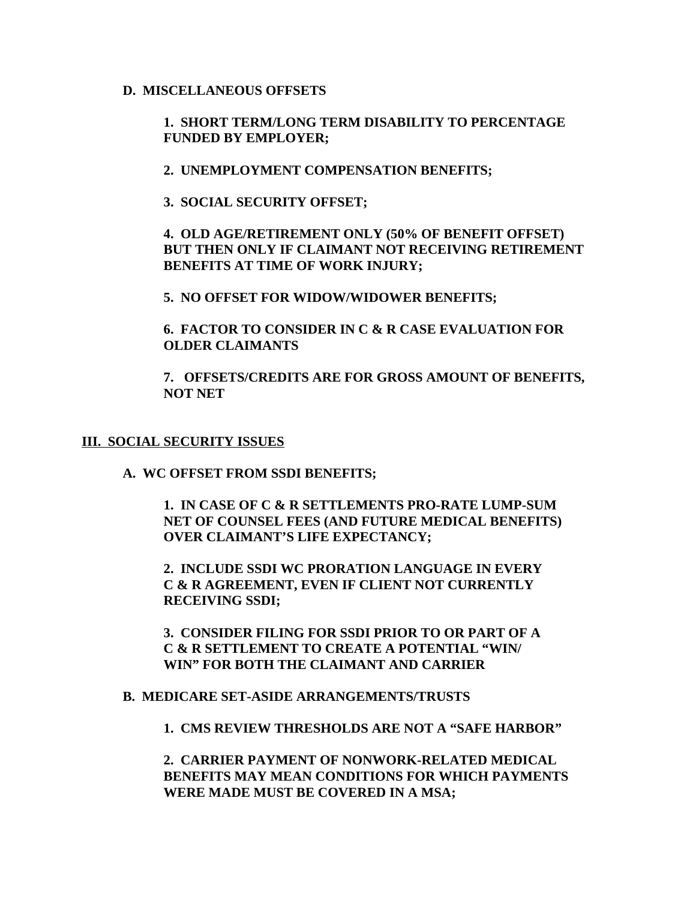**D. MISCELLANEOUS OFFSETS**

**1. SHORT TERM/LONG TERM DISABILITY TO PERCENTAGE FUNDED BY EMPLOYER;**

**2. UNEMPLOYMENT COMPENSATION BENEFITS;**

**3. SOCIAL SECURITY OFFSET;**

**4. OLD AGE/RETIREMENT ONLY (50% OF BENEFIT OFFSET) BUT THEN ONLY IF CLAIMANT NOT RECEIVING RETIREMENT BENEFITS AT TIME OF WORK INJURY;**

**5. NO OFFSET FOR WIDOW/WIDOWER BENEFITS;**

**6. FACTOR TO CONSIDER IN C & R CASE EVALUATION FOR OLDER CLAIMANTS**

**7. OFFSETS/CREDITS ARE FOR GROSS AMOUNT OF BENEFITS, NOT NET**

## III. SOCIAL SECURITY ISSUES

**A. WC OFFSET FROM SSDI BENEFITS;**

**1. IN CASE OF C & R SETTLEMENTS PRO-RATE LUMP-SUM NET OF COUNSEL FEES (AND FUTURE MEDICAL BENEFITS) OVER CLAIMANT'S LIFE EXPECTANCY;**

**2. INCLUDE SSDI WC PRORATION LANGUAGE IN EVERY C & R AGREEMENT, EVEN IF CLIENT NOT CURRENTLY RECEIVING SSDI;**

**3. CONSIDER FILING FOR SSDI PRIOR TO OR PART OF A C & R SETTLEMENT TO CREATE A POTENTIAL "WIN/ WIN" FOR BOTH THE CLAIMANT AND CARRIER**

**B. MEDICARE SET-ASIDE ARRANGEMENTS/TRUSTS**

**1. CMS REVIEW THRESHOLDS ARE NOT A "SAFE HARBOR"**

**2. CARRIER PAYMENT OF NONWORK-RELATED MEDICAL BENEFITS MAY MEAN CONDITIONS FOR WHICH PAYMENTS WERE MADE MUST BE COVERED IN A MSA;**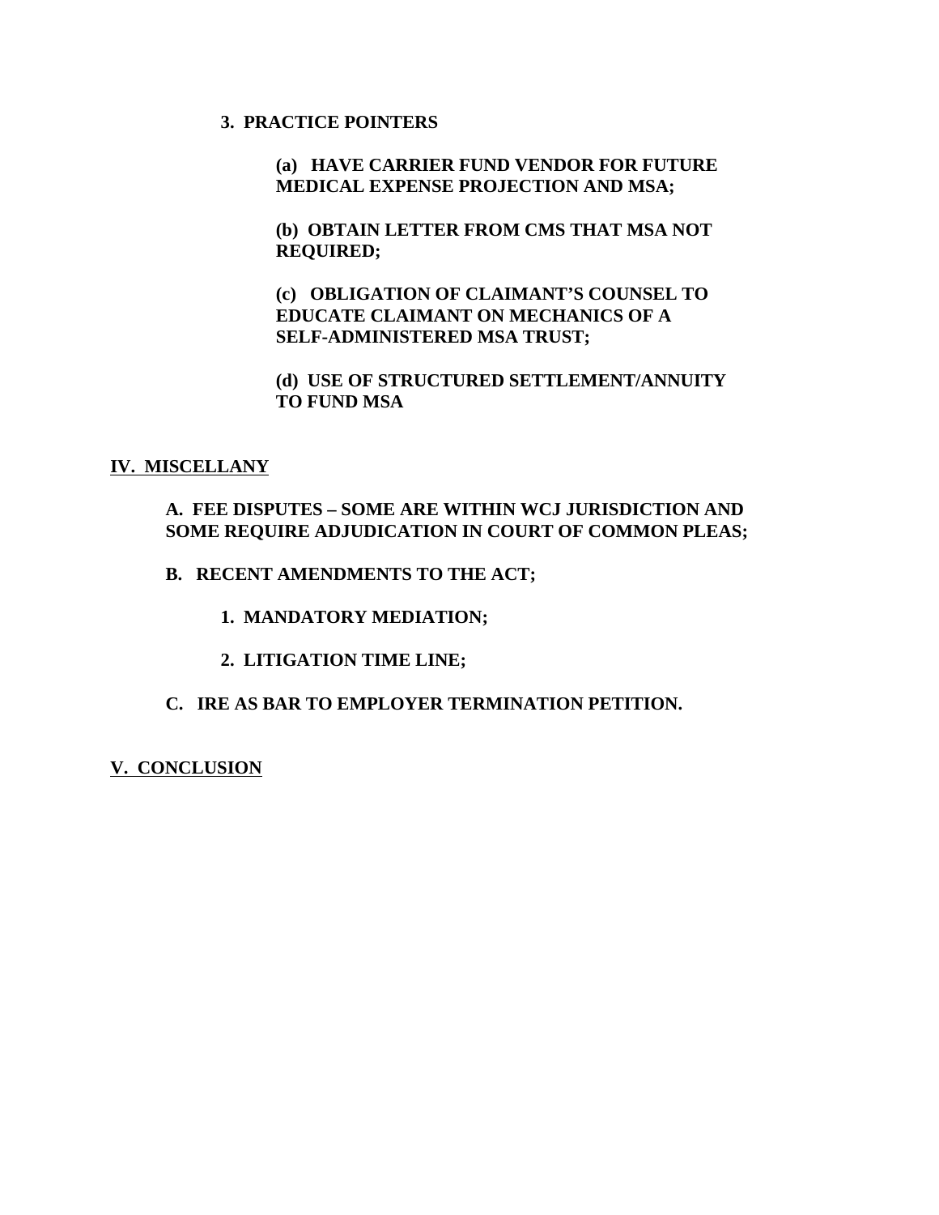**3. PRACTICE POINTERS**

**(a) HAVE CARRIER FUND VENDOR FOR FUTURE MEDICAL EXPENSE PROJECTION AND MSA;**

**(b) OBTAIN LETTER FROM CMS THAT MSA NOT REQUIRED;**

**(c) OBLIGATION OF CLAIMANT'S COUNSEL TO EDUCATE CLAIMANT ON MECHANICS OF A SELF-ADMINISTERED MSA TRUST;**

**(d) USE OF STRUCTURED SETTLEMENT/ANNUITY TO FUND MSA**

## IV. MISCELLANY

**A. FEE DISPUTES – SOME ARE WITHIN WCJ JURISDICTION AND SOME REQUIRE ADJUDICATION IN COURT OF COMMON PLEAS;**

**B. RECENT AMENDMENTS TO THE ACT;**

**1. MANDATORY MEDIATION;**

**2. LITIGATION TIME LINE;**

**C. IRE AS BAR TO EMPLOYER TERMINATION PETITION.**

## V. CONCLUSION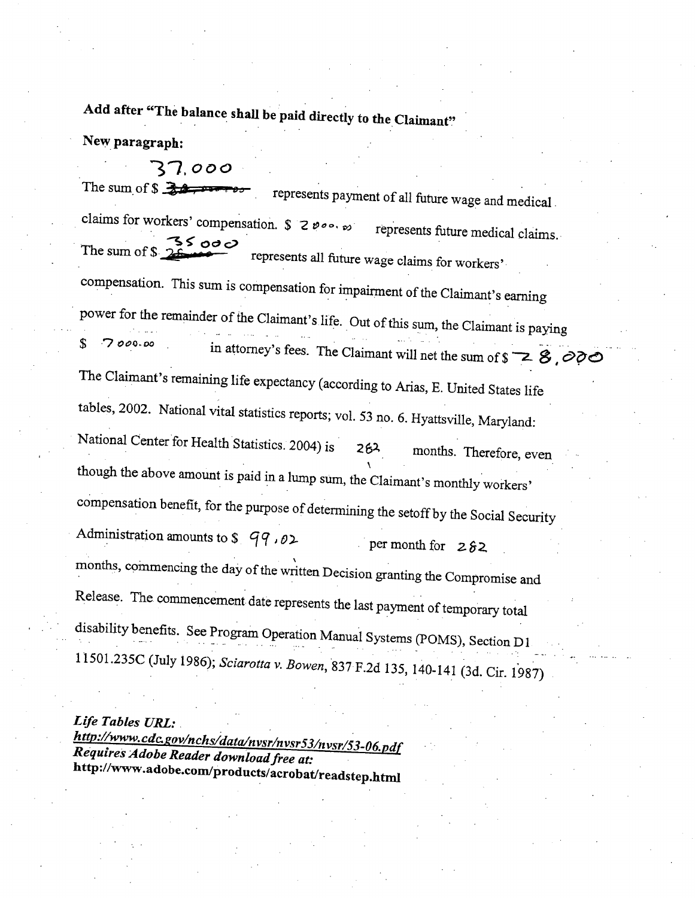**Add after "The balance shall be paid directly to the Claimant"**

**New paragraph:**

The sum of $ 37,000 represents payment of all future wage and medical claims for workers' compensation. $ 2000.00 represents future medical claims. The sum of $ 35,000 represents all future wage claims for workers' compensation. This sum is compensation for impairment of the Claimant's earning power for the remainder of the Claimant's life. Out of this sum, the Claimant is paying $ 7000.00 in attorney's fees. The Claimant will net the sum of $ 28,000 The Claimant's remaining life expectancy (according to Arias, E. United States life tables, 2002. National vital statistics reports; vol. 53 no. 6. Hyattsville, Maryland: National Center for Health Statistics. 2004) is 282 months. Therefore, even though the above amount is paid in a lump sum, the Claimant's monthly workers' compensation benefit, for the purpose of determining the setoff by the Social Security Administration amounts to $ 99.02 per month for 282 months, commencing the day of the written Decision granting the Compromise and Release. The commencement date represents the last payment of temporary total disability benefits. See Program Operation Manual Systems (POMS), Section D1 11501.235C (July 1986); *Sciarotta v. Bowen*, 837 F.2d 135, 140-141 (3d. Cir. 1987)

***Life Tables URL:***
***http://www.cdc.gov/nchs/data/nvsr/nvsr53/nvsr/53-06.pdf***
***Requires Adobe Reader download free at:***
**http://www.adobe.com/products/acrobat/readstep.html**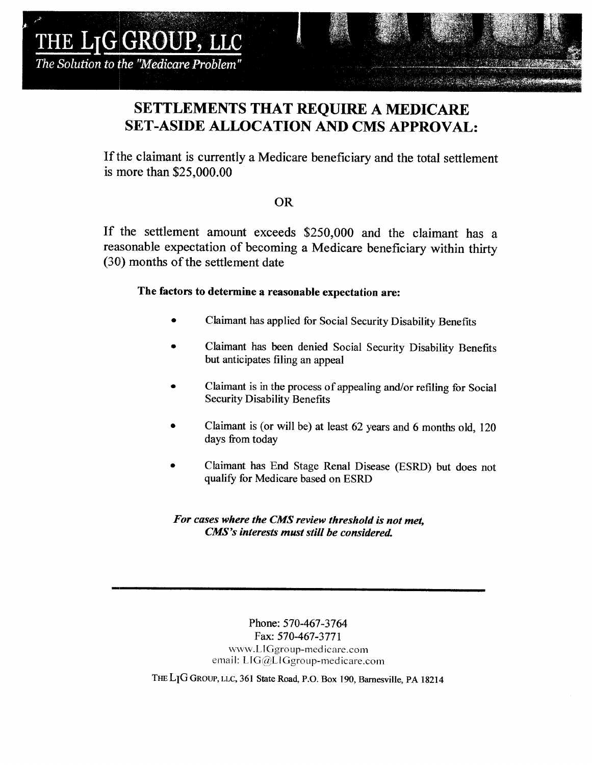# THE LIG GROUP, LLC

*The Solution to the "Medicare Problem"*

## SETTLEMENTS THAT REQUIRE A MEDICARE SET-ASIDE ALLOCATION AND CMS APPROVAL:

If the claimant is currently a Medicare beneficiary and the total settlement is more than $25,000.00

OR

If the settlement amount exceeds $250,000 and the claimant has a reasonable expectation of becoming a Medicare beneficiary within thirty (30) months of the settlement date

**The factors to determine a reasonable expectation are:**

- Claimant has applied for Social Security Disability Benefits
- Claimant has been denied Social Security Disability Benefits but anticipates filing an appeal
- Claimant is in the process of appealing and/or refiling for Social Security Disability Benefits
- Claimant is (or will be) at least 62 years and 6 months old, 120 days from today
- Claimant has End Stage Renal Disease (ESRD) but does not qualify for Medicare based on ESRD

***For cases where the CMS review threshold is not met, CMS's interests must still be considered.***

---

Phone: 570-467-3764
Fax: 570-467-3771
www.LIGgroup-medicare.com
email: LIG@LIGgroup-medicare.com

THE LIG GROUP, LLC, 361 State Road, P.O. Box 190, Barnesville, PA 18214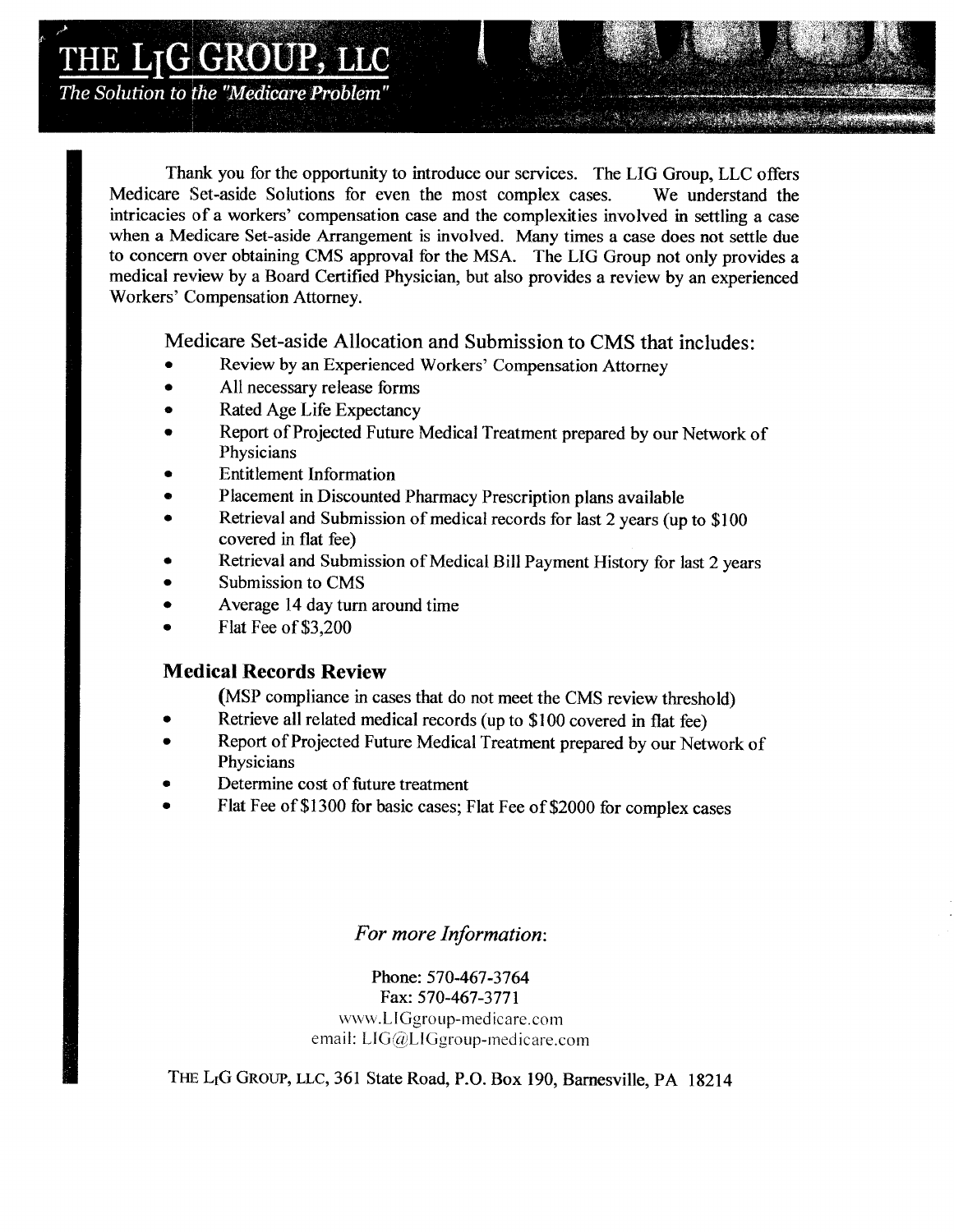# THE LIG GROUP, LLC

*The Solution to the "Medicare Problem"*

Thank you for the opportunity to introduce our services. The LIG Group, LLC offers Medicare Set-aside Solutions for even the most complex cases. We understand the intricacies of a workers' compensation case and the complexities involved in settling a case when a Medicare Set-aside Arrangement is involved. Many times a case does not settle due to concern over obtaining CMS approval for the MSA. The LIG Group not only provides a medical review by a Board Certified Physician, but also provides a review by an experienced Workers' Compensation Attorney.

## Medicare Set-aside Allocation and Submission to CMS that includes:

- Review by an Experienced Workers' Compensation Attorney
- All necessary release forms
- Rated Age Life Expectancy
- Report of Projected Future Medical Treatment prepared by our Network of Physicians
- Entitlement Information
- Placement in Discounted Pharmacy Prescription plans available
- Retrieval and Submission of medical records for last 2 years (up to $100 covered in flat fee)
- Retrieval and Submission of Medical Bill Payment History for last 2 years
- Submission to CMS
- Average 14 day turn around time
- Flat Fee of $3,200

## Medical Records Review

(MSP compliance in cases that do not meet the CMS review threshold)

- Retrieve all related medical records (up to $100 covered in flat fee)
- Report of Projected Future Medical Treatment prepared by our Network of Physicians
- Determine cost of future treatment
- Flat Fee of $1300 for basic cases; Flat Fee of $2000 for complex cases

*For more Information*:

Phone: 570-467-3764
Fax: 570-467-3771
www.LIGgroup-medicare.com
email: LIG@LIGgroup-medicare.com

THE LIG GROUP, LLC, 361 State Road, P.O. Box 190, Barnesville, PA 18214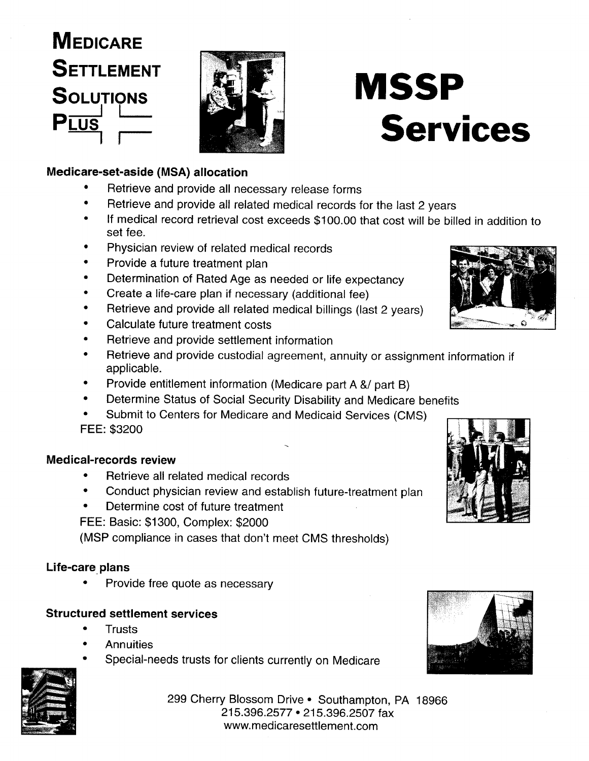# Medicare Settlement Solutions Plus

# MSSP Services

### Medicare-set-aside (MSA) allocation

- Retrieve and provide all necessary release forms
- Retrieve and provide all related medical records for the last 2 years
- If medical record retrieval cost exceeds $100.00 that cost will be billed in addition to set fee.
- Physician review of related medical records
- Provide a future treatment plan
- Determination of Rated Age as needed or life expectancy
- Create a life-care plan if necessary (additional fee)
- Retrieve and provide all related medical billings (last 2 years)
- Calculate future treatment costs
- Retrieve and provide settlement information
- Retrieve and provide custodial agreement, annuity or assignment information if applicable.
- Provide entitlement information (Medicare part A &/ part B)
- Determine Status of Social Security Disability and Medicare benefits
- Submit to Centers for Medicare and Medicaid Services (CMS)

FEE: $3200

### Medical-records review

- Retrieve all related medical records
- Conduct physician review and establish future-treatment plan
- Determine cost of future treatment

FEE: Basic: $1300, Complex: $2000

(MSP compliance in cases that don't meet CMS thresholds)

### Life-care plans

- Provide free quote as necessary

### Structured settlement services

- Trusts
- Annuities
- Special-needs trusts for clients currently on Medicare

299 Cherry Blossom Drive • Southampton, PA 18966
215.396.2577 • 215.396.2507 fax
www.medicaresettlement.com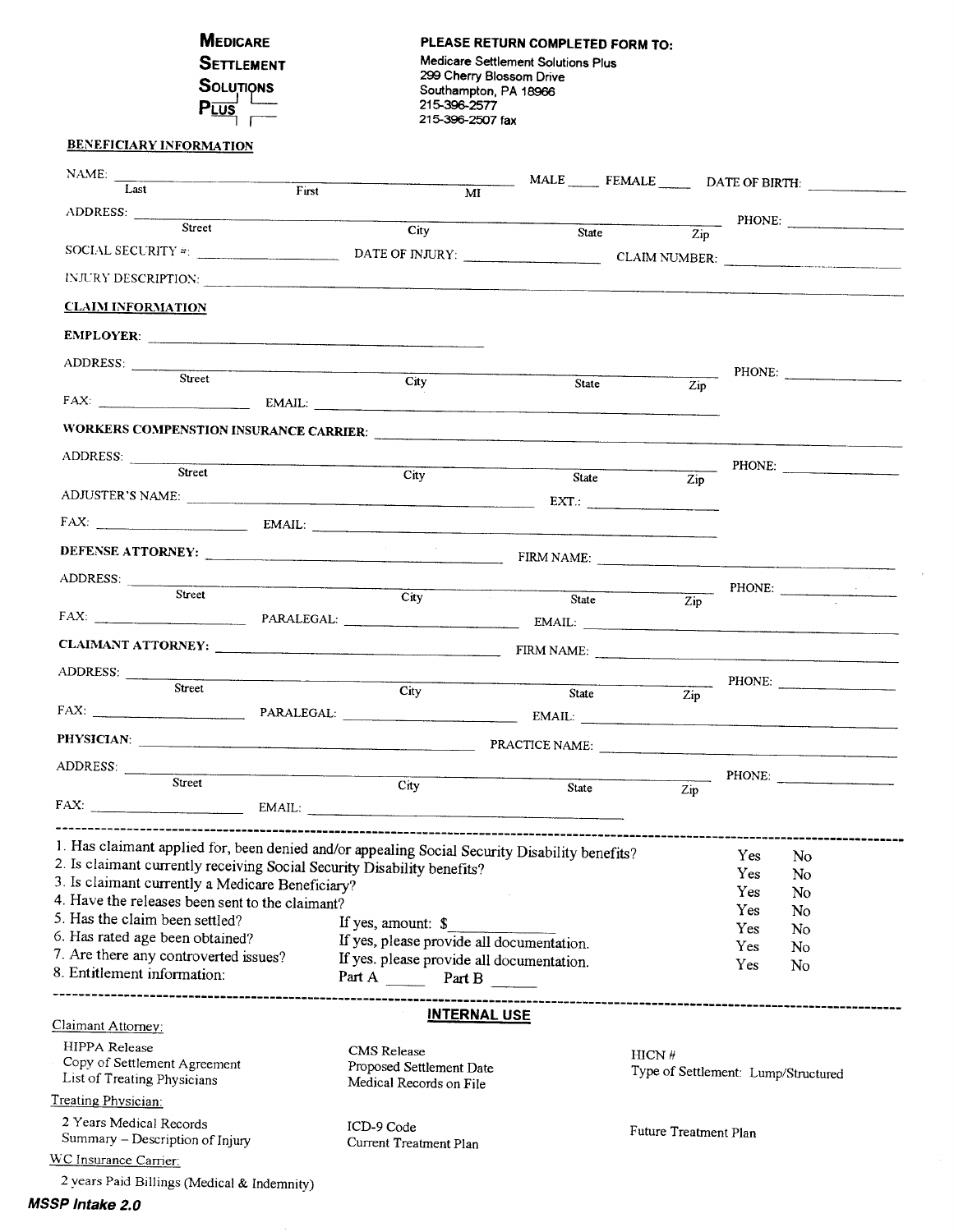**MEDICARE SETTLEMENT SOLUTIONS PLUS**

**PLEASE RETURN COMPLETED FORM TO:**
Medicare Settlement Solutions Plus
299 Cherry Blossom Drive
Southampton, PA 18966
215-396-2577
215-396-2507 fax

**BENEFICIARY INFORMATION**

NAME: ______________________________ (Last / First / MI) MALE ____ FEMALE ____ DATE OF BIRTH: __________

ADDRESS: ______________________________ (Street / City / State / Zip) PHONE: __________

SOCIAL SECURITY #: __________ DATE OF INJURY: __________ CLAIM NUMBER: __________

INJURY DESCRIPTION: ______________________________

**CLAIM INFORMATION**

**EMPLOYER:** ______________________________

ADDRESS: ______________________________ (Street / City / State / Zip) PHONE: __________

FAX: __________ EMAIL: __________

**WORKERS COMPENSTION INSURANCE CARRIER:** ______________________________

ADDRESS: ______________________________ (Street / City / State / Zip) PHONE: __________

ADJUSTER'S NAME: __________ EXT.: __________

FAX: __________ EMAIL: __________

**DEFENSE ATTORNEY:** __________ FIRM NAME: __________

ADDRESS: ______________________________ (Street / City / State / Zip) PHONE: __________

FAX: __________ PARALEGAL: __________ EMAIL: __________

**CLAIMANT ATTORNEY:** __________ FIRM NAME: __________

ADDRESS: ______________________________ (Street / City / State / Zip) PHONE: __________

FAX: __________ PARALEGAL: __________ EMAIL: __________

**PHYSICIAN:** __________ PRACTICE NAME: __________

ADDRESS: ______________________________ (Street / City / State / Zip) PHONE: __________

FAX: __________ EMAIL: __________

---

1. Has claimant applied for, been denied and/or appealing Social Security Disability benefits? Yes No
2. Is claimant currently receiving Social Security Disability benefits? Yes No
3. Is claimant currently a Medicare Beneficiary? Yes No
4. Have the releases been sent to the claimant? Yes No
5. Has the claim been settled? If yes, amount: $__________ Yes No
6. Has rated age been obtained? If yes, please provide all documentation. Yes No
7. Are there any controverted issues? If yes. please provide all documentation. Yes No
8. Entitlement information: Part A _____ Part B _____

---

**INTERNAL USE**

Claimant Attorney:

- HIPPA Release
- Copy of Settlement Agreement
- List of Treating Physicians
- CMS Release
- Proposed Settlement Date
- Medical Records on File
- HICN #
- Type of Settlement: Lump/Structured

Treating Physician:

- 2 Years Medical Records
- Summary – Description of Injury
- ICD-9 Code
- Current Treatment Plan
- Future Treatment Plan

WC Insurance Carrier:

- 2 years Paid Billings (Medical & Indemnity)

*MSSP Intake 2.0*